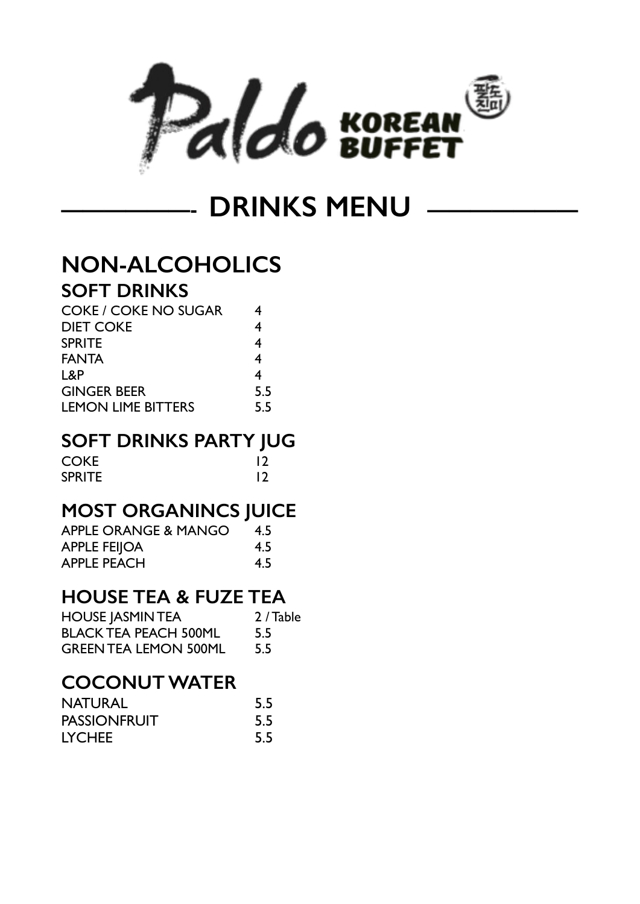# Paldo KOREAN BUFFET

## DRINKS MENU

## NON-ALCOHOLICS

### SOFT DRINKS

| | |
|---|---|
| COKE / COKE NO SUGAR | 4 |
| DIET COKE | 4 |
| SPRITE | 4 |
| FANTA | 4 |
| L&P | 4 |
| GINGER BEER | 5.5 |
| LEMON LIME BITTERS | 5.5 |

### SOFT DRINKS PARTY JUG

| | |
|---|---|
| COKE | 12 |
| SPRITE | 12 |

### MOST ORGANINCS JUICE

| | |
|---|---|
| APPLE ORANGE & MANGO | 4.5 |
| APPLE FEIJOA | 4.5 |
| APPLE PEACH | 4.5 |

### HOUSE TEA & FUZE TEA

| | |
|---|---|
| HOUSE JASMIN TEA | 2 / Table |
| BLACK TEA PEACH 500ML | 5.5 |
| GREEN TEA LEMON 500ML | 5.5 |

### COCONUT WATER

| | |
|---|---|
| NATURAL | 5.5 |
| PASSIONFRUIT | 5.5 |
| LYCHEE | 5.5 |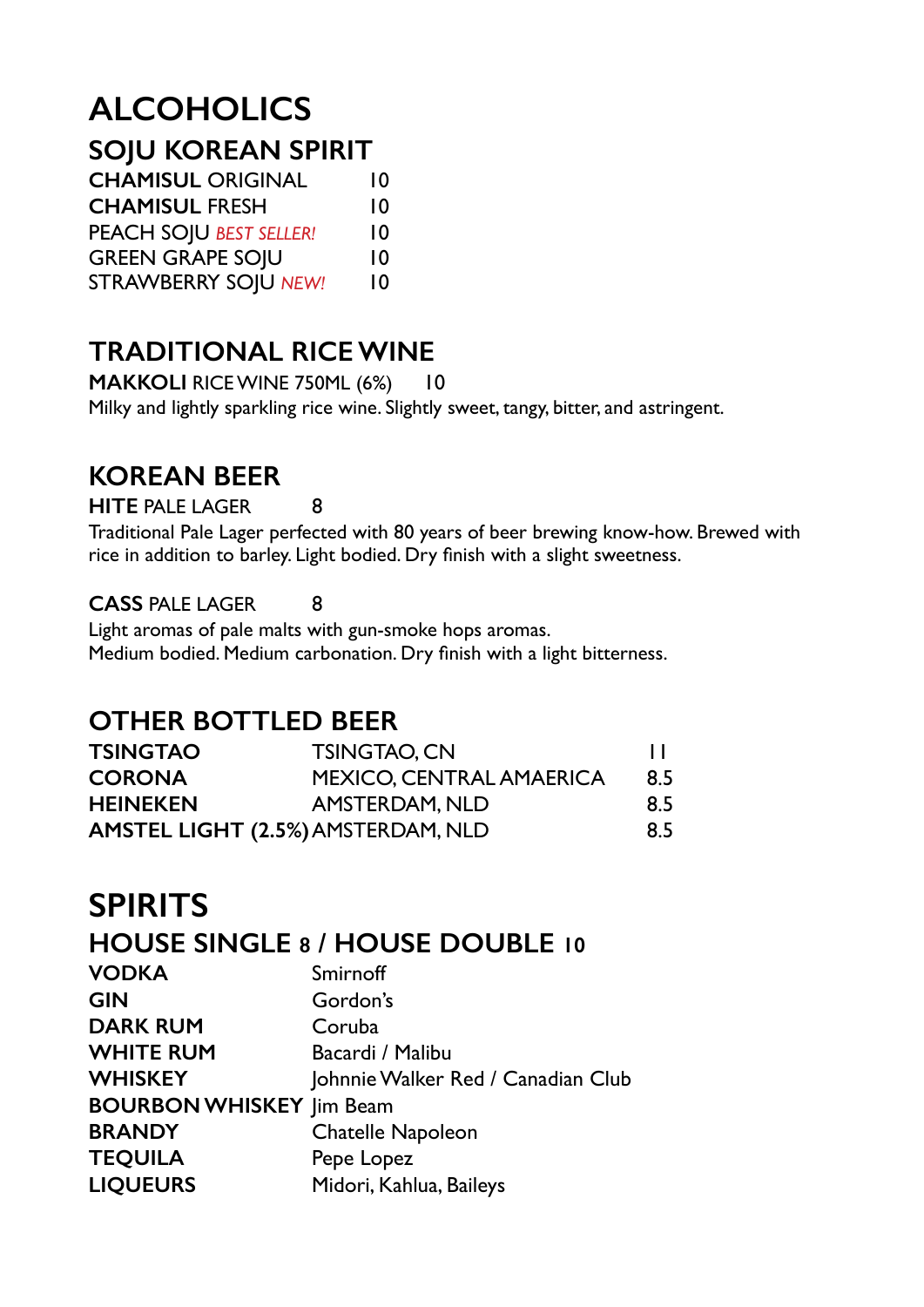# ALCOHOLICS

## SOJU KOREAN SPIRIT

| | |
|---|---|
| **CHAMISUL** ORIGINAL | 10 |
| **CHAMISUL** FRESH | 10 |
| PEACH SOJU *BEST SELLER!* | 10 |
| GREEN GRAPE SOJU | 10 |
| STRAWBERRY SOJU *NEW!* | 10 |

## TRADITIONAL RICE WINE

**MAKKOLI** RICE WINE 750ML (6%) 10

Milky and lightly sparkling rice wine. Slightly sweet, tangy, bitter, and astringent.

## KOREAN BEER

**HITE** PALE LAGER 8

Traditional Pale Lager perfected with 80 years of beer brewing know-how. Brewed with rice in addition to barley. Light bodied. Dry finish with a slight sweetness.

**CASS** PALE LAGER 8

Light aromas of pale malts with gun-smoke hops aromas.
Medium bodied. Medium carbonation. Dry finish with a light bitterness.

## OTHER BOTTLED BEER

| | | |
|---|---|---|
| **TSINGTAO** | TSINGTAO, CN | 11 |
| **CORONA** | MEXICO, CENTRAL AMAERICA | 8.5 |
| **HEINEKEN** | AMSTERDAM, NLD | 8.5 |
| **AMSTEL LIGHT (2.5%)** | AMSTERDAM, NLD | 8.5 |

# SPIRITS

## HOUSE SINGLE 8 / HOUSE DOUBLE 10

| | |
|---|---|
| **VODKA** | Smirnoff |
| **GIN** | Gordon's |
| **DARK RUM** | Coruba |
| **WHITE RUM** | Bacardi / Malibu |
| **WHISKEY** | Johnnie Walker Red / Canadian Club |
| **BOURBON WHISKEY** | Jim Beam |
| **BRANDY** | Chatelle Napoleon |
| **TEQUILA** | Pepe Lopez |
| **LIQUEURS** | Midori, Kahlua, Baileys |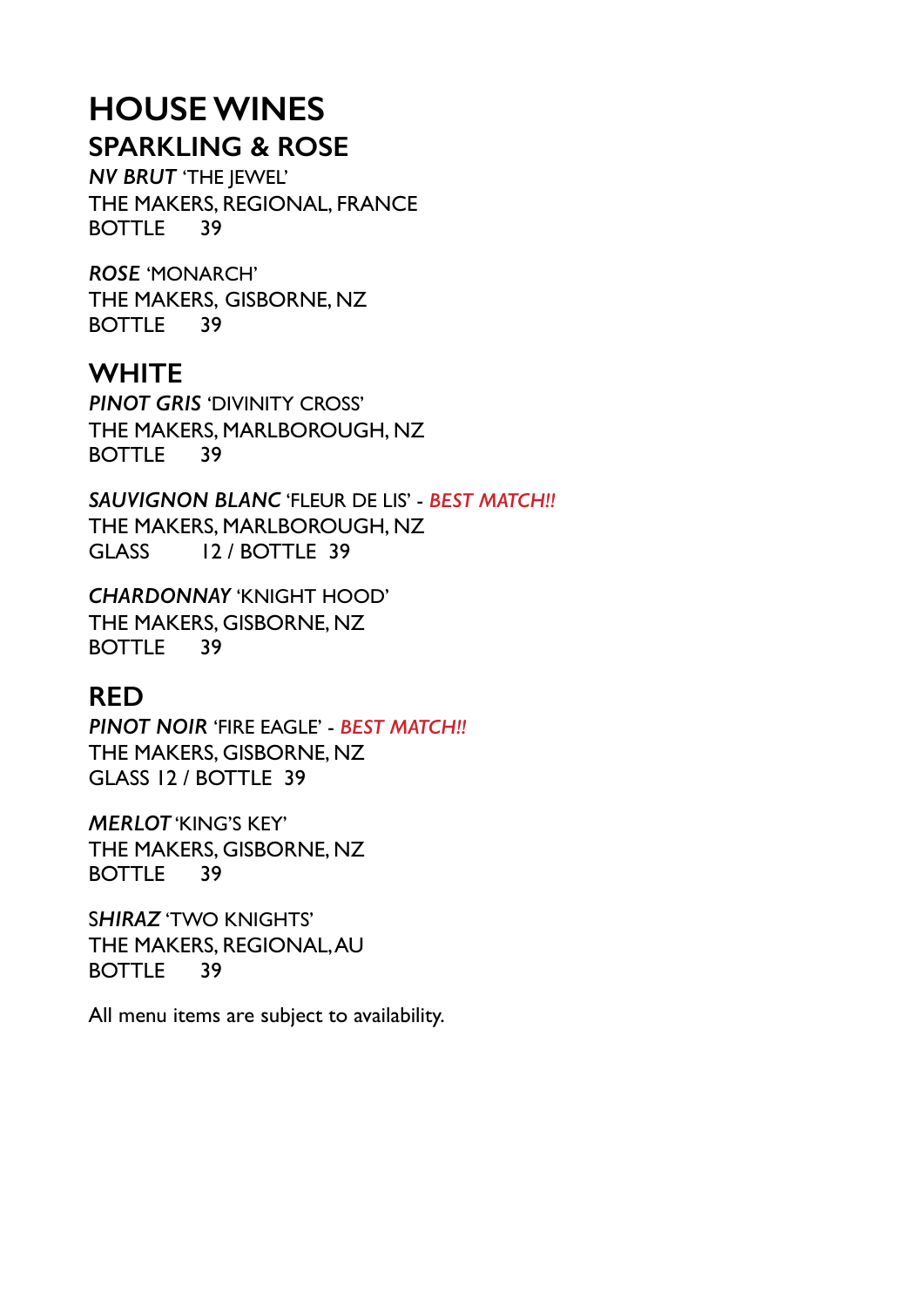# HOUSE WINES

## SPARKLING & ROSE

***NV BRUT*** 'THE JEWEL'
THE MAKERS, REGIONAL, FRANCE
BOTTLE 39

***ROSE*** 'MONARCH'
THE MAKERS, GISBORNE, NZ
BOTTLE 39

## WHITE

***PINOT GRIS*** 'DIVINITY CROSS'
THE MAKERS, MARLBOROUGH, NZ
BOTTLE 39

***SAUVIGNON BLANC*** 'FLEUR DE LIS' - ***BEST MATCH!!***
THE MAKERS, MARLBOROUGH, NZ
GLASS 12 / BOTTLE 39

***CHARDONNAY*** 'KNIGHT HOOD'
THE MAKERS, GISBORNE, NZ
BOTTLE 39

## RED

***PINOT NOIR*** 'FIRE EAGLE' - ***BEST MATCH!!***
THE MAKERS, GISBORNE, NZ
GLASS 12 / BOTTLE 39

***MERLOT*** 'KING'S KEY'
THE MAKERS, GISBORNE, NZ
BOTTLE 39

S***HIRAZ*** 'TWO KNIGHTS'
THE MAKERS, REGIONAL, AU
BOTTLE 39

All menu items are subject to availability.